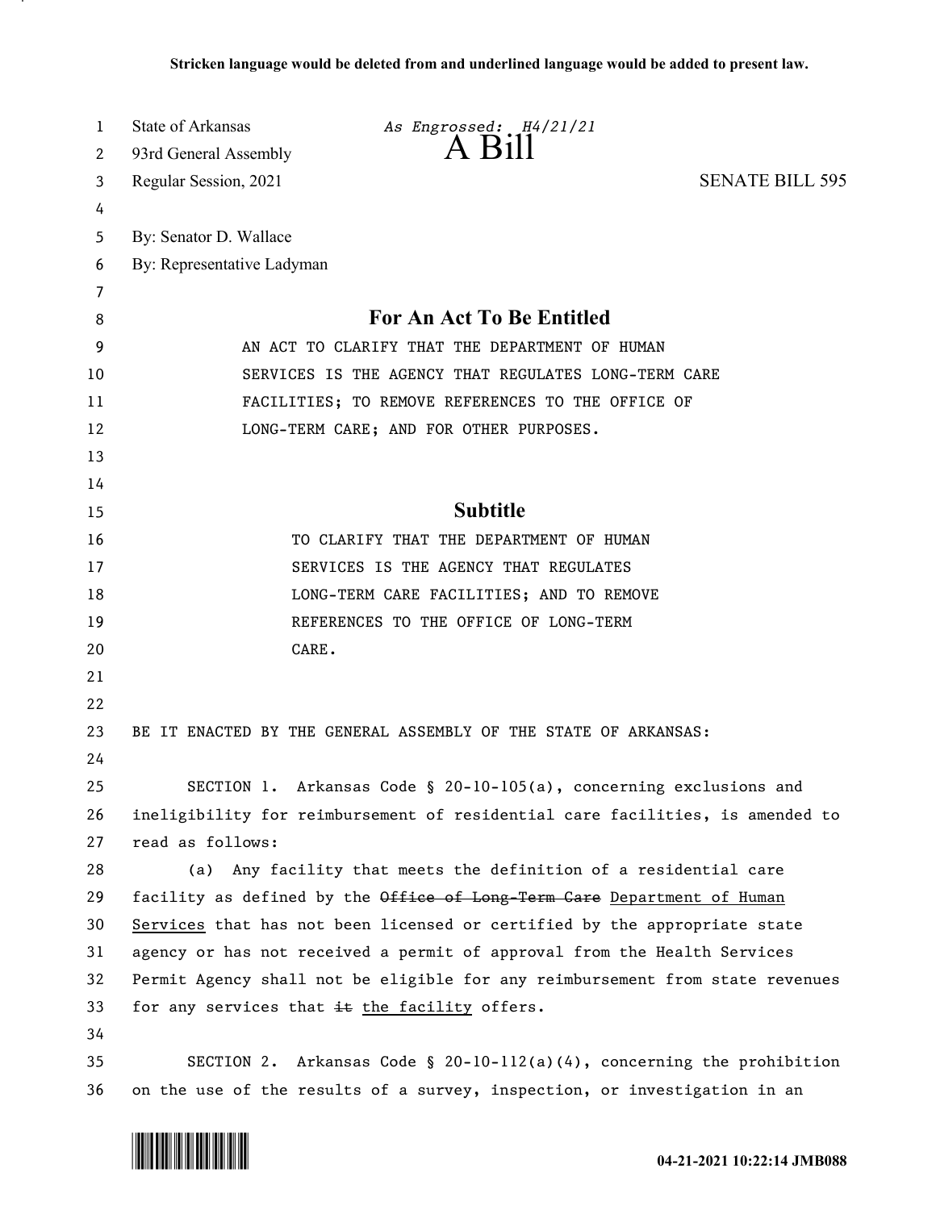**Stricken language would be deleted from and underlined language would be added to present law.**

State of Arkansas *As Engrossed: H4/21/21*
93rd General Assembly
# A Bill
Regular Session, 2021 SENATE BILL 595

By: Senator D. Wallace
By: Representative Ladyman

## For An Act To Be Entitled

AN ACT TO CLARIFY THAT THE DEPARTMENT OF HUMAN SERVICES IS THE AGENCY THAT REGULATES LONG-TERM CARE FACILITIES; TO REMOVE REFERENCES TO THE OFFICE OF LONG-TERM CARE; AND FOR OTHER PURPOSES.

## Subtitle

TO CLARIFY THAT THE DEPARTMENT OF HUMAN SERVICES IS THE AGENCY THAT REGULATES LONG-TERM CARE FACILITIES; AND TO REMOVE REFERENCES TO THE OFFICE OF LONG-TERM CARE.

BE IT ENACTED BY THE GENERAL ASSEMBLY OF THE STATE OF ARKANSAS:

SECTION 1. Arkansas Code § 20-10-105(a), concerning exclusions and ineligibility for reimbursement of residential care facilities, is amended to read as follows:

(a) Any facility that meets the definition of a residential care facility as defined by the ~~Office of Long-Term Care~~ <u>Department of Human Services</u> that has not been licensed or certified by the appropriate state agency or has not received a permit of approval from the Health Services Permit Agency shall not be eligible for any reimbursement from state revenues for any services that ~~it~~ <u>the facility</u> offers.

SECTION 2. Arkansas Code § 20-10-112(a)(4), concerning the prohibition on the use of the results of a survey, inspection, or investigation in an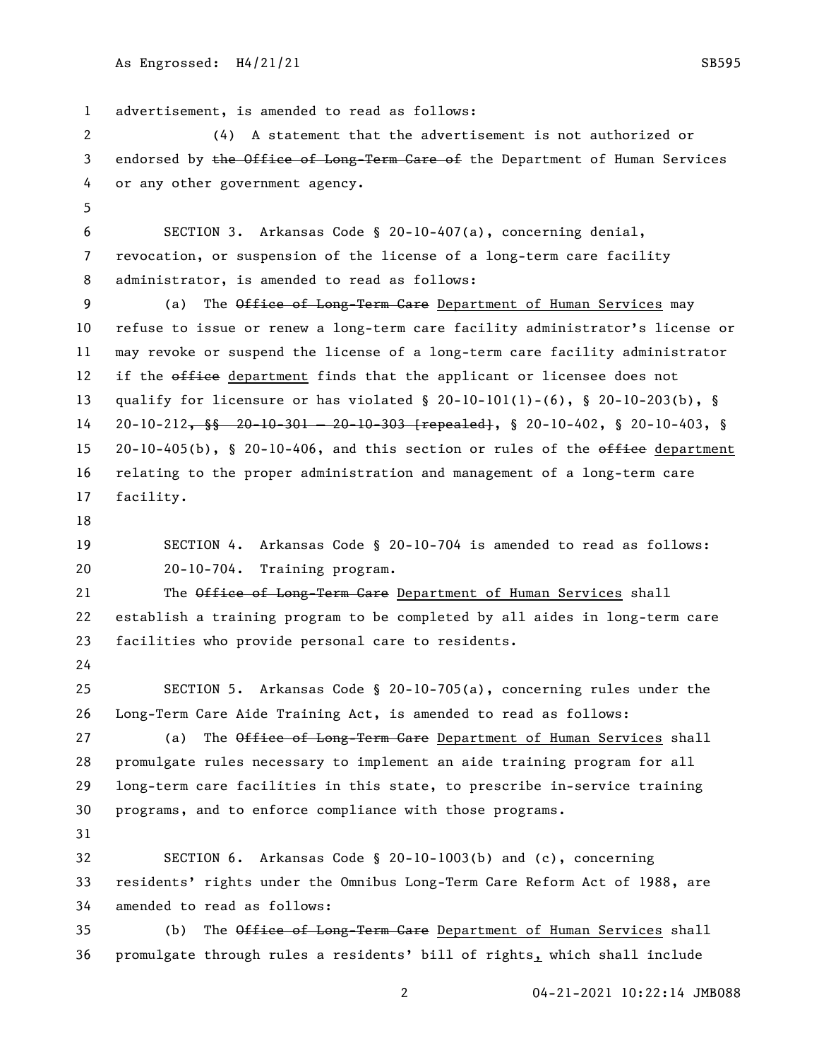advertisement, is amended to read as follows:

(4) A statement that the advertisement is not authorized or endorsed by ~~the Office of Long-Term Care of~~ the Department of Human Services or any other government agency.

SECTION 3. Arkansas Code § 20-10-407(a), concerning denial, revocation, or suspension of the license of a long-term care facility administrator, is amended to read as follows:

(a) The ~~Office of Long-Term Care~~ Department of Human Services may refuse to issue or renew a long-term care facility administrator's license or may revoke or suspend the license of a long-term care facility administrator if the ~~office~~ department finds that the applicant or licensee does not qualify for licensure or has violated § 20-10-101(1)-(6), § 20-10-203(b), § 20-10-212~~, §§ 20-10-301 — 20-10-303 [repealed]~~, § 20-10-402, § 20-10-403, § 20-10-405(b), § 20-10-406, and this section or rules of the ~~office~~ department relating to the proper administration and management of a long-term care facility.

SECTION 4. Arkansas Code § 20-10-704 is amended to read as follows:

20-10-704. Training program.

The ~~Office of Long-Term Care~~ Department of Human Services shall establish a training program to be completed by all aides in long-term care facilities who provide personal care to residents.

SECTION 5. Arkansas Code § 20-10-705(a), concerning rules under the Long-Term Care Aide Training Act, is amended to read as follows:

(a) The ~~Office of Long-Term Care~~ Department of Human Services shall promulgate rules necessary to implement an aide training program for all long-term care facilities in this state, to prescribe in-service training programs, and to enforce compliance with those programs.

SECTION 6. Arkansas Code § 20-10-1003(b) and (c), concerning residents' rights under the Omnibus Long-Term Care Reform Act of 1988, are amended to read as follows:

(b) The ~~Office of Long-Term Care~~ Department of Human Services shall promulgate through rules a residents' bill of rights, which shall include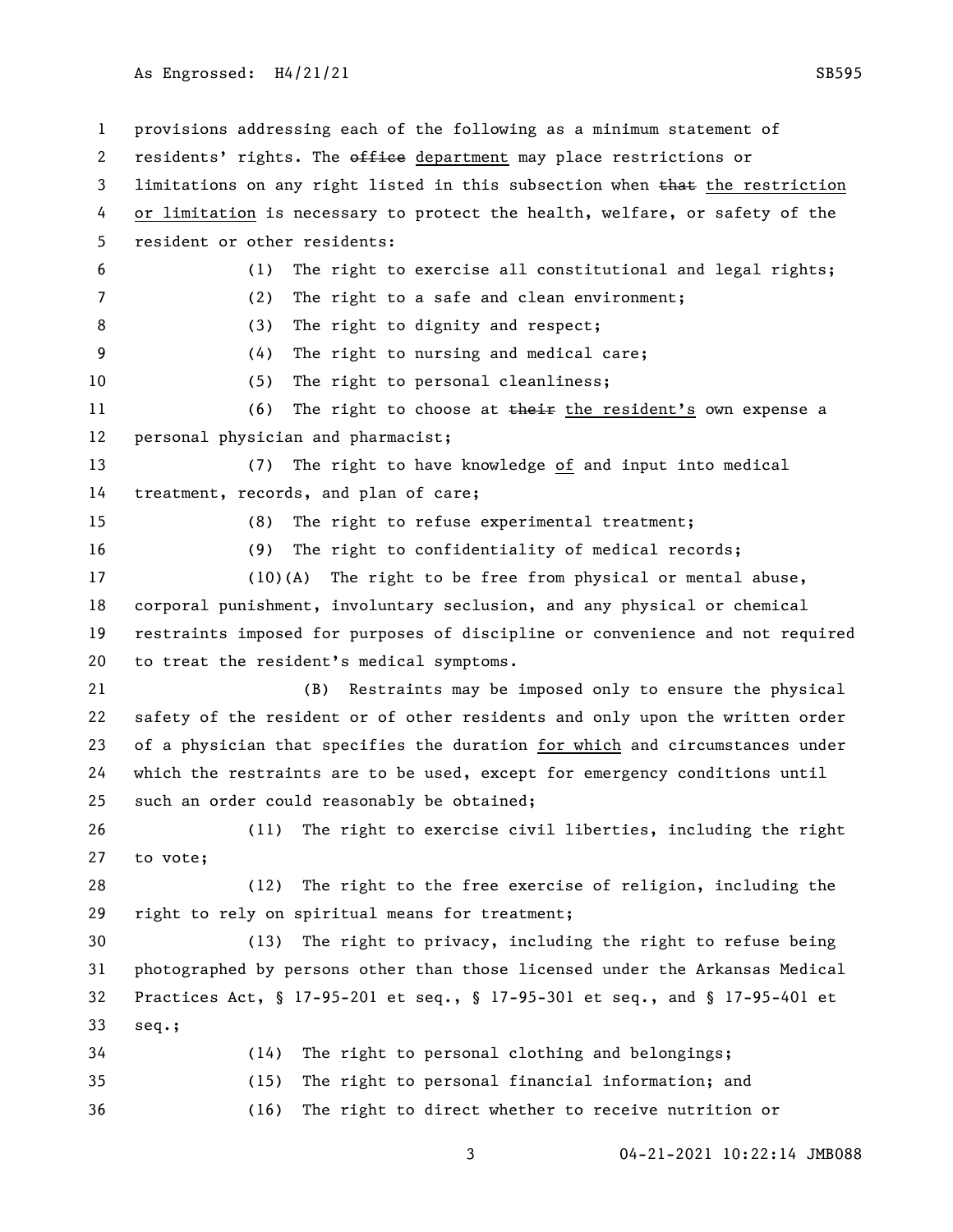provisions addressing each of the following as a minimum statement of residents' rights. The ~~office~~ department may place restrictions or limitations on any right listed in this subsection when ~~that~~ the restriction or limitation is necessary to protect the health, welfare, or safety of the resident or other residents:

(1) The right to exercise all constitutional and legal rights;

(2) The right to a safe and clean environment;

(3) The right to dignity and respect;

(4) The right to nursing and medical care;

(5) The right to personal cleanliness;

(6) The right to choose at ~~their~~ the resident's own expense a personal physician and pharmacist;

(7) The right to have knowledge of and input into medical treatment, records, and plan of care;

(8) The right to refuse experimental treatment;

(9) The right to confidentiality of medical records;

(10)(A) The right to be free from physical or mental abuse, corporal punishment, involuntary seclusion, and any physical or chemical restraints imposed for purposes of discipline or convenience and not required to treat the resident's medical symptoms.

(B) Restraints may be imposed only to ensure the physical safety of the resident or of other residents and only upon the written order of a physician that specifies the duration for which and circumstances under which the restraints are to be used, except for emergency conditions until such an order could reasonably be obtained;

(11) The right to exercise civil liberties, including the right to vote;

(12) The right to the free exercise of religion, including the right to rely on spiritual means for treatment;

(13) The right to privacy, including the right to refuse being photographed by persons other than those licensed under the Arkansas Medical Practices Act, § 17-95-201 et seq., § 17-95-301 et seq., and § 17-95-401 et seq.;

(14) The right to personal clothing and belongings;

(15) The right to personal financial information; and

(16) The right to direct whether to receive nutrition or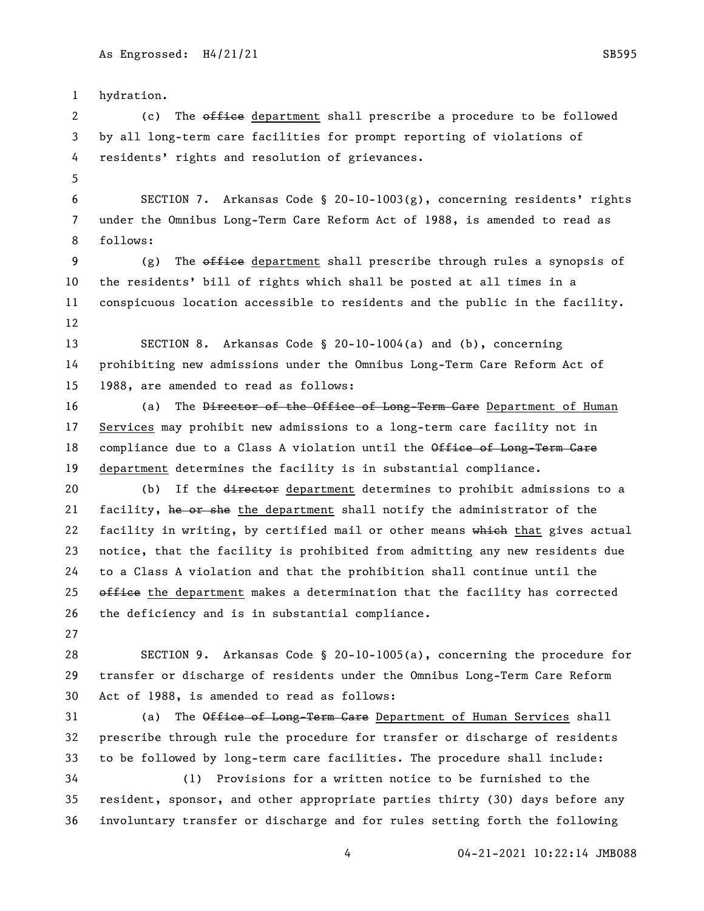hydration.

(c) The ~~office~~ department shall prescribe a procedure to be followed by all long-term care facilities for prompt reporting of violations of residents' rights and resolution of grievances.

SECTION 7. Arkansas Code § 20-10-1003(g), concerning residents' rights under the Omnibus Long-Term Care Reform Act of 1988, is amended to read as follows:

(g) The ~~office~~ department shall prescribe through rules a synopsis of the residents' bill of rights which shall be posted at all times in a conspicuous location accessible to residents and the public in the facility.

SECTION 8. Arkansas Code § 20-10-1004(a) and (b), concerning prohibiting new admissions under the Omnibus Long-Term Care Reform Act of 1988, are amended to read as follows:

(a) The ~~Director of the Office of Long-Term Care~~ Department of Human Services may prohibit new admissions to a long-term care facility not in compliance due to a Class A violation until the ~~Office of Long-Term Care~~ department determines the facility is in substantial compliance.

(b) If the ~~director~~ department determines to prohibit admissions to a facility, ~~he or she~~ the department shall notify the administrator of the facility in writing, by certified mail or other means ~~which~~ that gives actual notice, that the facility is prohibited from admitting any new residents due to a Class A violation and that the prohibition shall continue until the ~~office~~ the department makes a determination that the facility has corrected the deficiency and is in substantial compliance.

SECTION 9. Arkansas Code § 20-10-1005(a), concerning the procedure for transfer or discharge of residents under the Omnibus Long-Term Care Reform Act of 1988, is amended to read as follows:

(a) The ~~Office of Long-Term Care~~ Department of Human Services shall prescribe through rule the procedure for transfer or discharge of residents to be followed by long-term care facilities. The procedure shall include:

(1) Provisions for a written notice to be furnished to the resident, sponsor, and other appropriate parties thirty (30) days before any involuntary transfer or discharge and for rules setting forth the following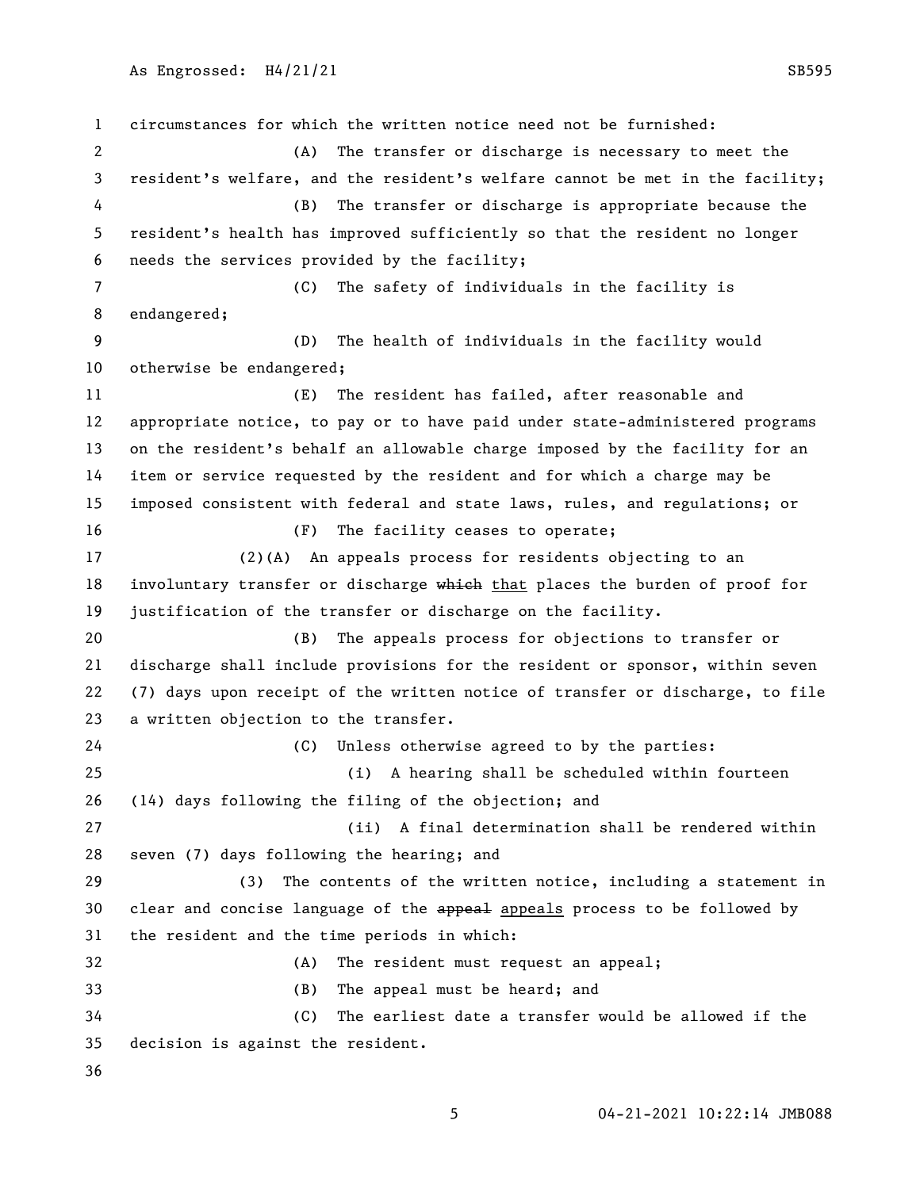circumstances for which the written notice need not be furnished:

(A) The transfer or discharge is necessary to meet the resident's welfare, and the resident's welfare cannot be met in the facility;

(B) The transfer or discharge is appropriate because the resident's health has improved sufficiently so that the resident no longer needs the services provided by the facility;

(C) The safety of individuals in the facility is endangered;

(D) The health of individuals in the facility would otherwise be endangered;

(E) The resident has failed, after reasonable and appropriate notice, to pay or to have paid under state-administered programs on the resident's behalf an allowable charge imposed by the facility for an item or service requested by the resident and for which a charge may be imposed consistent with federal and state laws, rules, and regulations; or

(F) The facility ceases to operate;

(2)(A) An appeals process for residents objecting to an involuntary transfer or discharge ~~which~~ <u>that</u> places the burden of proof for justification of the transfer or discharge on the facility.

(B) The appeals process for objections to transfer or discharge shall include provisions for the resident or sponsor, within seven (7) days upon receipt of the written notice of transfer or discharge, to file a written objection to the transfer.

(C) Unless otherwise agreed to by the parties:

(i) A hearing shall be scheduled within fourteen (14) days following the filing of the objection; and

(ii) A final determination shall be rendered within seven (7) days following the hearing; and

(3) The contents of the written notice, including a statement in clear and concise language of the ~~appeal~~ <u>appeals</u> process to be followed by the resident and the time periods in which:

(A) The resident must request an appeal;

(B) The appeal must be heard; and

(C) The earliest date a transfer would be allowed if the decision is against the resident.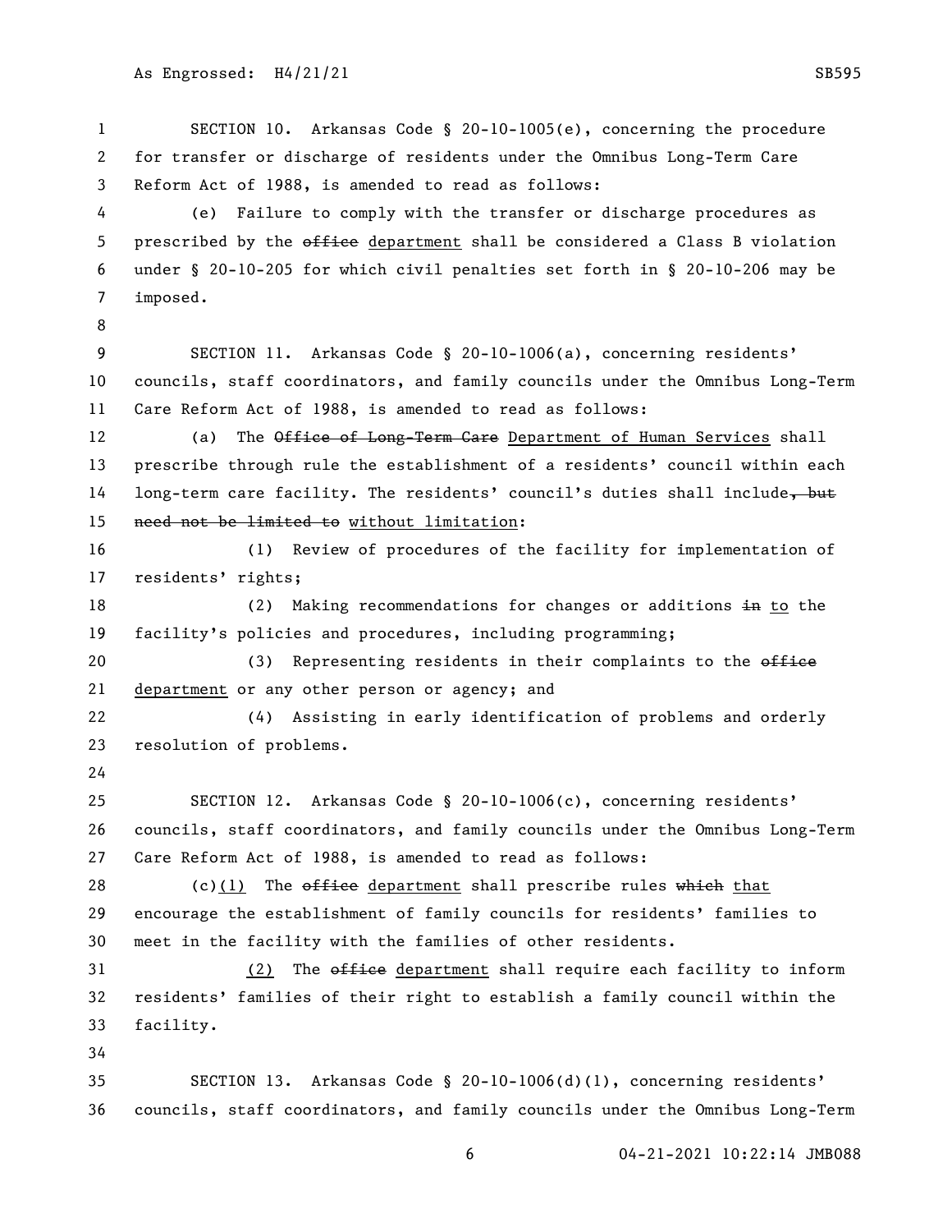SECTION 10. Arkansas Code § 20-10-1005(e), concerning the procedure for transfer or discharge of residents under the Omnibus Long-Term Care Reform Act of 1988, is amended to read as follows:

(e) Failure to comply with the transfer or discharge procedures as prescribed by the ~~office~~ department shall be considered a Class B violation under § 20-10-205 for which civil penalties set forth in § 20-10-206 may be imposed.

SECTION 11. Arkansas Code § 20-10-1006(a), concerning residents' councils, staff coordinators, and family councils under the Omnibus Long-Term Care Reform Act of 1988, is amended to read as follows:

(a) The ~~Office of Long-Term Care~~ Department of Human Services shall prescribe through rule the establishment of a residents' council within each long-term care facility. The residents' council's duties shall include~~, but need not be limited to~~ without limitation:

(1) Review of procedures of the facility for implementation of residents' rights;

(2) Making recommendations for changes or additions ~~in~~ to the facility's policies and procedures, including programming;

(3) Representing residents in their complaints to the ~~office~~ department or any other person or agency; and

(4) Assisting in early identification of problems and orderly resolution of problems.

SECTION 12. Arkansas Code § 20-10-1006(c), concerning residents' councils, staff coordinators, and family councils under the Omnibus Long-Term Care Reform Act of 1988, is amended to read as follows:

(c)(1) The ~~office~~ department shall prescribe rules ~~which~~ that encourage the establishment of family councils for residents' families to meet in the facility with the families of other residents.

(2) The ~~office~~ department shall require each facility to inform residents' families of their right to establish a family council within the facility.

SECTION 13. Arkansas Code § 20-10-1006(d)(1), concerning residents' councils, staff coordinators, and family councils under the Omnibus Long-Term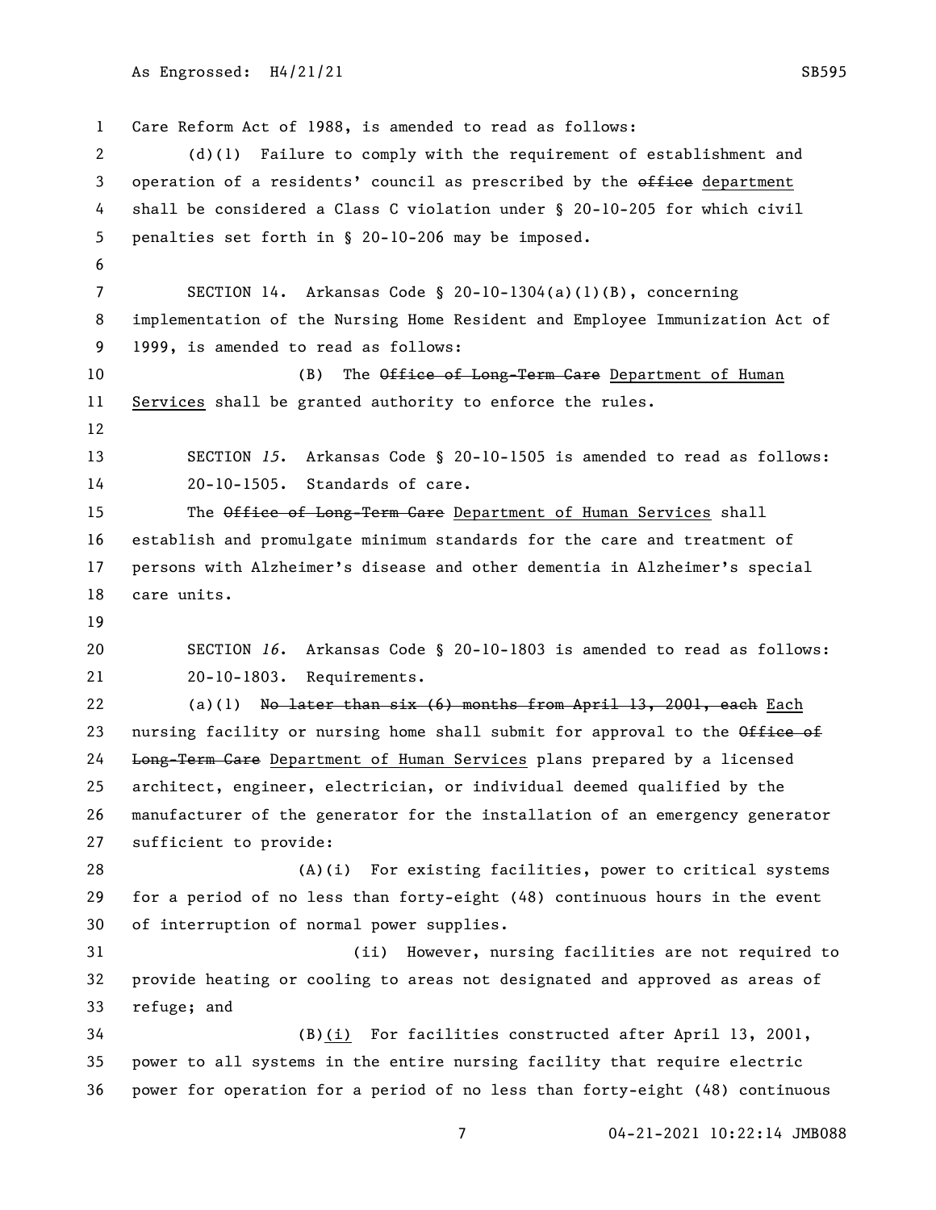Care Reform Act of 1988, is amended to read as follows:

(d)(1) Failure to comply with the requirement of establishment and operation of a residents' council as prescribed by the ~~office~~ department shall be considered a Class C violation under § 20-10-205 for which civil penalties set forth in § 20-10-206 may be imposed.

SECTION 14. Arkansas Code § 20-10-1304(a)(1)(B), concerning implementation of the Nursing Home Resident and Employee Immunization Act of 1999, is amended to read as follows:

(B) The ~~Office of Long-Term Care~~ Department of Human Services shall be granted authority to enforce the rules.

SECTION *15*. Arkansas Code § 20-10-1505 is amended to read as follows:

20-10-1505. Standards of care.

The ~~Office of Long-Term Care~~ Department of Human Services shall establish and promulgate minimum standards for the care and treatment of persons with Alzheimer's disease and other dementia in Alzheimer's special care units.

SECTION *16*. Arkansas Code § 20-10-1803 is amended to read as follows:

20-10-1803. Requirements.

(a)(1) ~~No later than six (6) months from April 13, 2001, each~~ Each nursing facility or nursing home shall submit for approval to the ~~Office of Long-Term Care~~ Department of Human Services plans prepared by a licensed architect, engineer, electrician, or individual deemed qualified by the manufacturer of the generator for the installation of an emergency generator sufficient to provide:

(A)(i) For existing facilities, power to critical systems for a period of no less than forty-eight (48) continuous hours in the event of interruption of normal power supplies.

(ii) However, nursing facilities are not required to provide heating or cooling to areas not designated and approved as areas of refuge; and

(B)(i) For facilities constructed after April 13, 2001, power to all systems in the entire nursing facility that require electric power for operation for a period of no less than forty-eight (48) continuous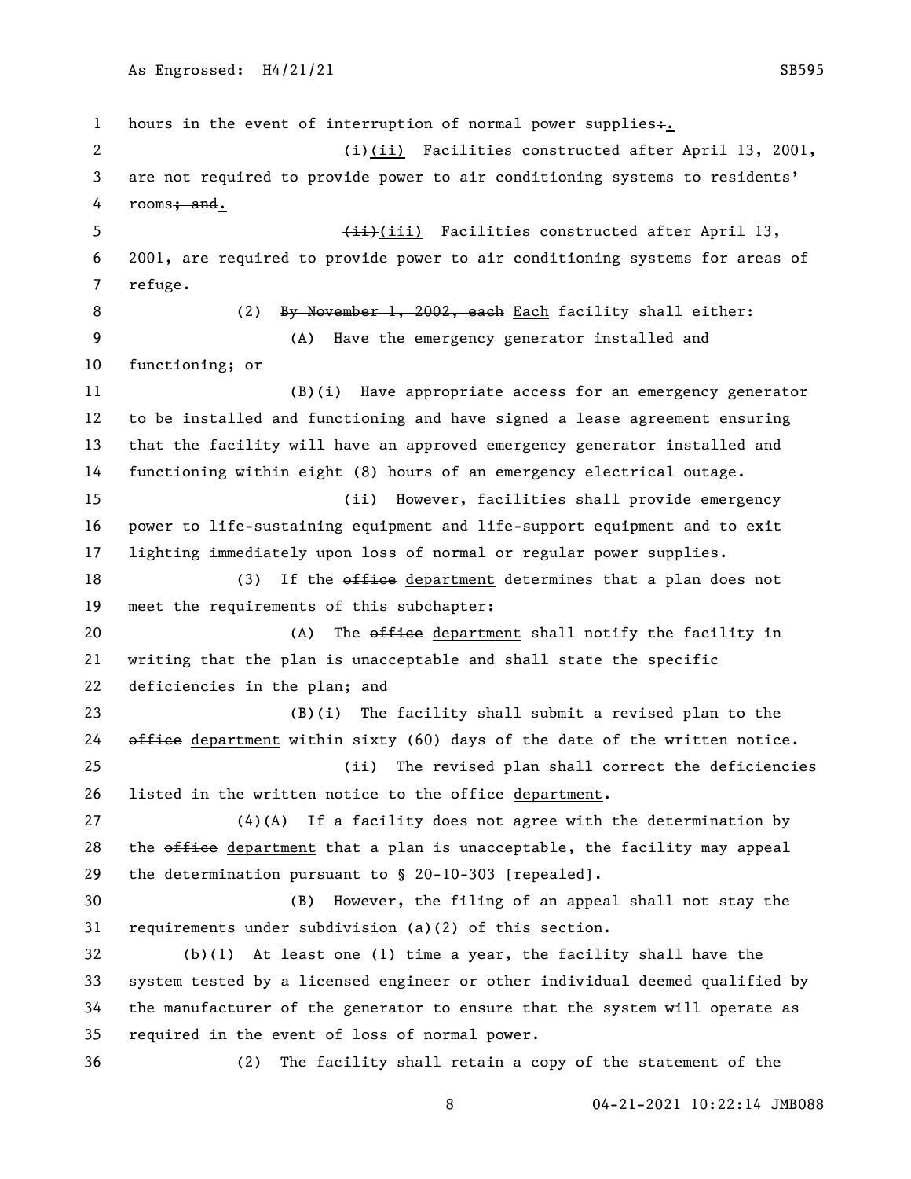hours in the event of interruption of normal power supplies;.

(i)(ii) Facilities constructed after April 13, 2001, are not required to provide power to air conditioning systems to residents' rooms; and.

(ii)(iii) Facilities constructed after April 13, 2001, are required to provide power to air conditioning systems for areas of refuge.

(2) By November 1, 2002, each Each facility shall either:

(A) Have the emergency generator installed and functioning; or

(B)(i) Have appropriate access for an emergency generator to be installed and functioning and have signed a lease agreement ensuring that the facility will have an approved emergency generator installed and functioning within eight (8) hours of an emergency electrical outage.

(ii) However, facilities shall provide emergency power to life-sustaining equipment and life-support equipment and to exit lighting immediately upon loss of normal or regular power supplies.

(3) If the office department determines that a plan does not meet the requirements of this subchapter:

(A) The office department shall notify the facility in writing that the plan is unacceptable and shall state the specific deficiencies in the plan; and

(B)(i) The facility shall submit a revised plan to the office department within sixty (60) days of the date of the written notice.

(ii) The revised plan shall correct the deficiencies listed in the written notice to the office department.

(4)(A) If a facility does not agree with the determination by the office department that a plan is unacceptable, the facility may appeal the determination pursuant to § 20-10-303 [repealed].

(B) However, the filing of an appeal shall not stay the requirements under subdivision (a)(2) of this section.

(b)(1) At least one (1) time a year, the facility shall have the system tested by a licensed engineer or other individual deemed qualified by the manufacturer of the generator to ensure that the system will operate as required in the event of loss of normal power.

(2) The facility shall retain a copy of the statement of the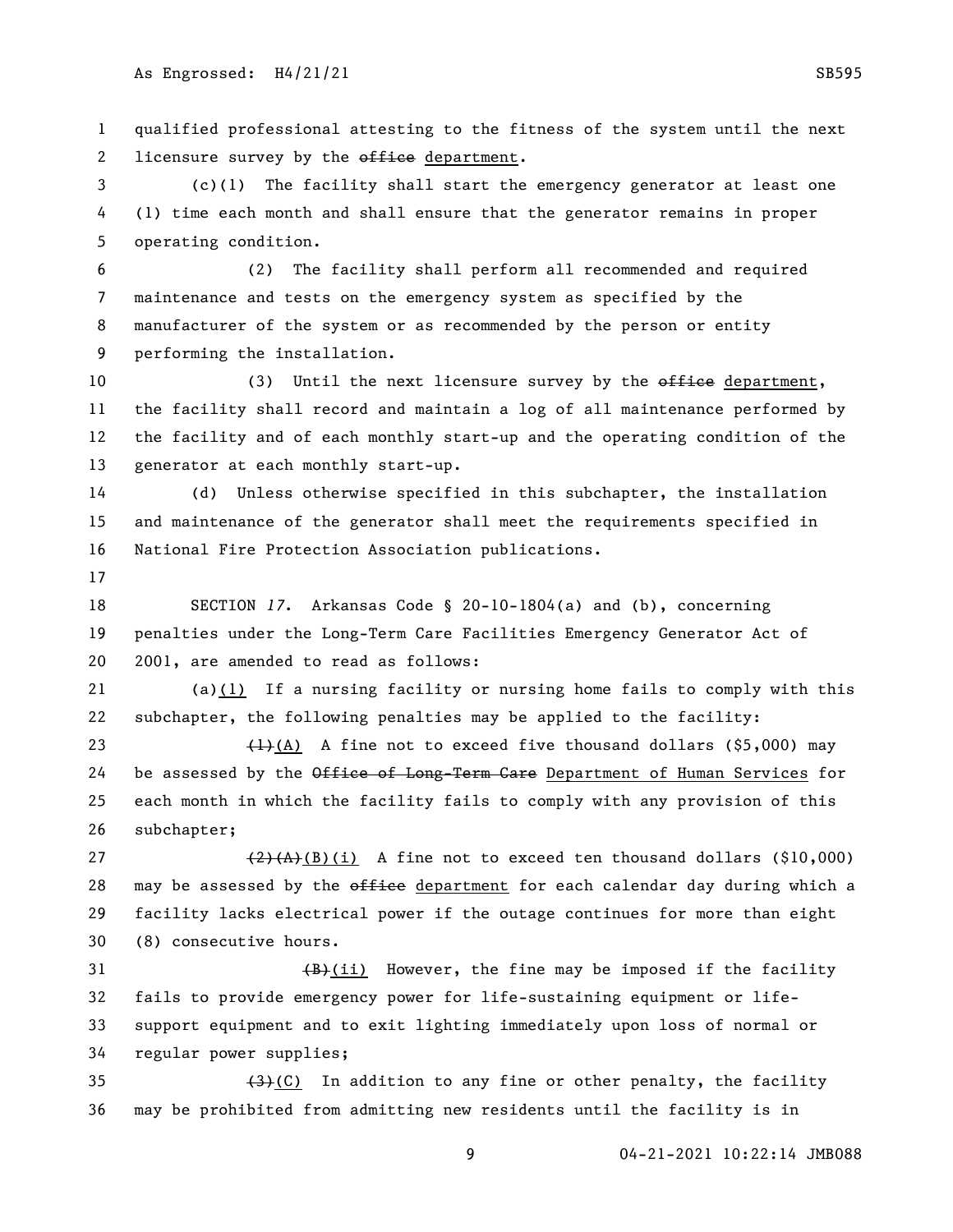qualified professional attesting to the fitness of the system until the next licensure survey by the ~~office~~ department.

(c)(1) The facility shall start the emergency generator at least one (1) time each month and shall ensure that the generator remains in proper operating condition.

(2) The facility shall perform all recommended and required maintenance and tests on the emergency system as specified by the manufacturer of the system or as recommended by the person or entity performing the installation.

(3) Until the next licensure survey by the ~~office~~ department, the facility shall record and maintain a log of all maintenance performed by the facility and of each monthly start-up and the operating condition of the generator at each monthly start-up.

(d) Unless otherwise specified in this subchapter, the installation and maintenance of the generator shall meet the requirements specified in National Fire Protection Association publications.

SECTION *17*. Arkansas Code § 20-10-1804(a) and (b), concerning penalties under the Long-Term Care Facilities Emergency Generator Act of 2001, are amended to read as follows:

(a)<u>(1)</u> If a nursing facility or nursing home fails to comply with this subchapter, the following penalties may be applied to the facility:

~~(1)~~<u>(A)</u> A fine not to exceed five thousand dollars ($5,000) may be assessed by the ~~Office of Long-Term Care~~ <u>Department of Human Services</u> for each month in which the facility fails to comply with any provision of this subchapter;

~~(2)(A)~~<u>(B)(i)</u> A fine not to exceed ten thousand dollars ($10,000) may be assessed by the ~~office~~ <u>department</u> for each calendar day during which a facility lacks electrical power if the outage continues for more than eight (8) consecutive hours.

~~(B)~~<u>(ii)</u> However, the fine may be imposed if the facility fails to provide emergency power for life-sustaining equipment or life-support equipment and to exit lighting immediately upon loss of normal or regular power supplies;

~~(3)~~<u>(C)</u> In addition to any fine or other penalty, the facility may be prohibited from admitting new residents until the facility is in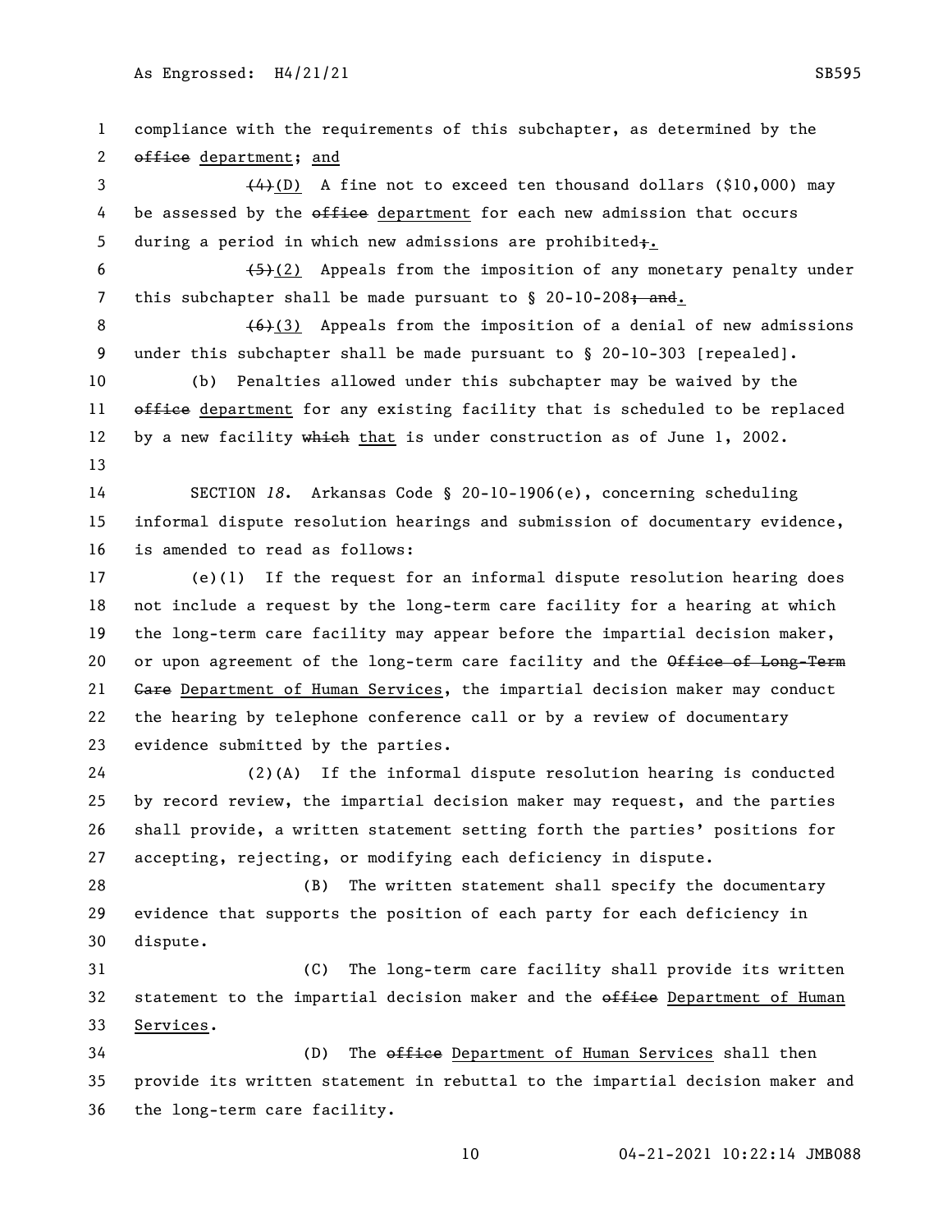compliance with the requirements of this subchapter, as determined by the ~~office~~ department; and

~~(4)~~(D) A fine not to exceed ten thousand dollars ($10,000) may be assessed by the ~~office~~ department for each new admission that occurs during a period in which new admissions are prohibited~~;~~.

~~(5)~~(2) Appeals from the imposition of any monetary penalty under this subchapter shall be made pursuant to § 20-10-208~~; and~~.

~~(6)~~(3) Appeals from the imposition of a denial of new admissions under this subchapter shall be made pursuant to § 20-10-303 [repealed].

(b) Penalties allowed under this subchapter may be waived by the ~~office~~ department for any existing facility that is scheduled to be replaced by a new facility ~~which~~ that is under construction as of June 1, 2002.

SECTION *18*. Arkansas Code § 20-10-1906(e), concerning scheduling informal dispute resolution hearings and submission of documentary evidence, is amended to read as follows:

(e)(1) If the request for an informal dispute resolution hearing does not include a request by the long-term care facility for a hearing at which the long-term care facility may appear before the impartial decision maker, or upon agreement of the long-term care facility and the ~~Office of Long-Term Care~~ Department of Human Services, the impartial decision maker may conduct the hearing by telephone conference call or by a review of documentary evidence submitted by the parties.

(2)(A) If the informal dispute resolution hearing is conducted by record review, the impartial decision maker may request, and the parties shall provide, a written statement setting forth the parties' positions for accepting, rejecting, or modifying each deficiency in dispute.

(B) The written statement shall specify the documentary evidence that supports the position of each party for each deficiency in dispute.

(C) The long-term care facility shall provide its written statement to the impartial decision maker and the ~~office~~ Department of Human Services.

(D) The ~~office~~ Department of Human Services shall then provide its written statement in rebuttal to the impartial decision maker and the long-term care facility.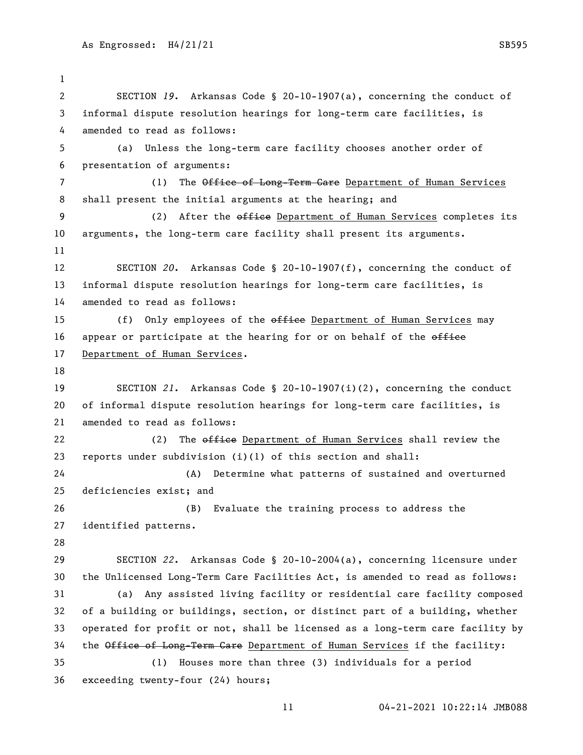SECTION *19*. Arkansas Code § 20-10-1907(a), concerning the conduct of informal dispute resolution hearings for long-term care facilities, is amended to read as follows:

(a) Unless the long-term care facility chooses another order of presentation of arguments:

(1) The ~~Office of Long-Term Care~~ Department of Human Services shall present the initial arguments at the hearing; and

(2) After the ~~office~~ Department of Human Services completes its arguments, the long-term care facility shall present its arguments.

SECTION *20*. Arkansas Code § 20-10-1907(f), concerning the conduct of informal dispute resolution hearings for long-term care facilities, is amended to read as follows:

(f) Only employees of the ~~office~~ Department of Human Services may appear or participate at the hearing for or on behalf of the ~~office~~ Department of Human Services.

SECTION *21*. Arkansas Code § 20-10-1907(i)(2), concerning the conduct of informal dispute resolution hearings for long-term care facilities, is amended to read as follows:

(2) The ~~office~~ Department of Human Services shall review the reports under subdivision (i)(1) of this section and shall:

(A) Determine what patterns of sustained and overturned deficiencies exist; and

(B) Evaluate the training process to address the identified patterns.

SECTION *22*. Arkansas Code § 20-10-2004(a), concerning licensure under the Unlicensed Long-Term Care Facilities Act, is amended to read as follows:

(a) Any assisted living facility or residential care facility composed of a building or buildings, section, or distinct part of a building, whether operated for profit or not, shall be licensed as a long-term care facility by the ~~Office of Long-Term Care~~ Department of Human Services if the facility:

(1) Houses more than three (3) individuals for a period exceeding twenty-four (24) hours;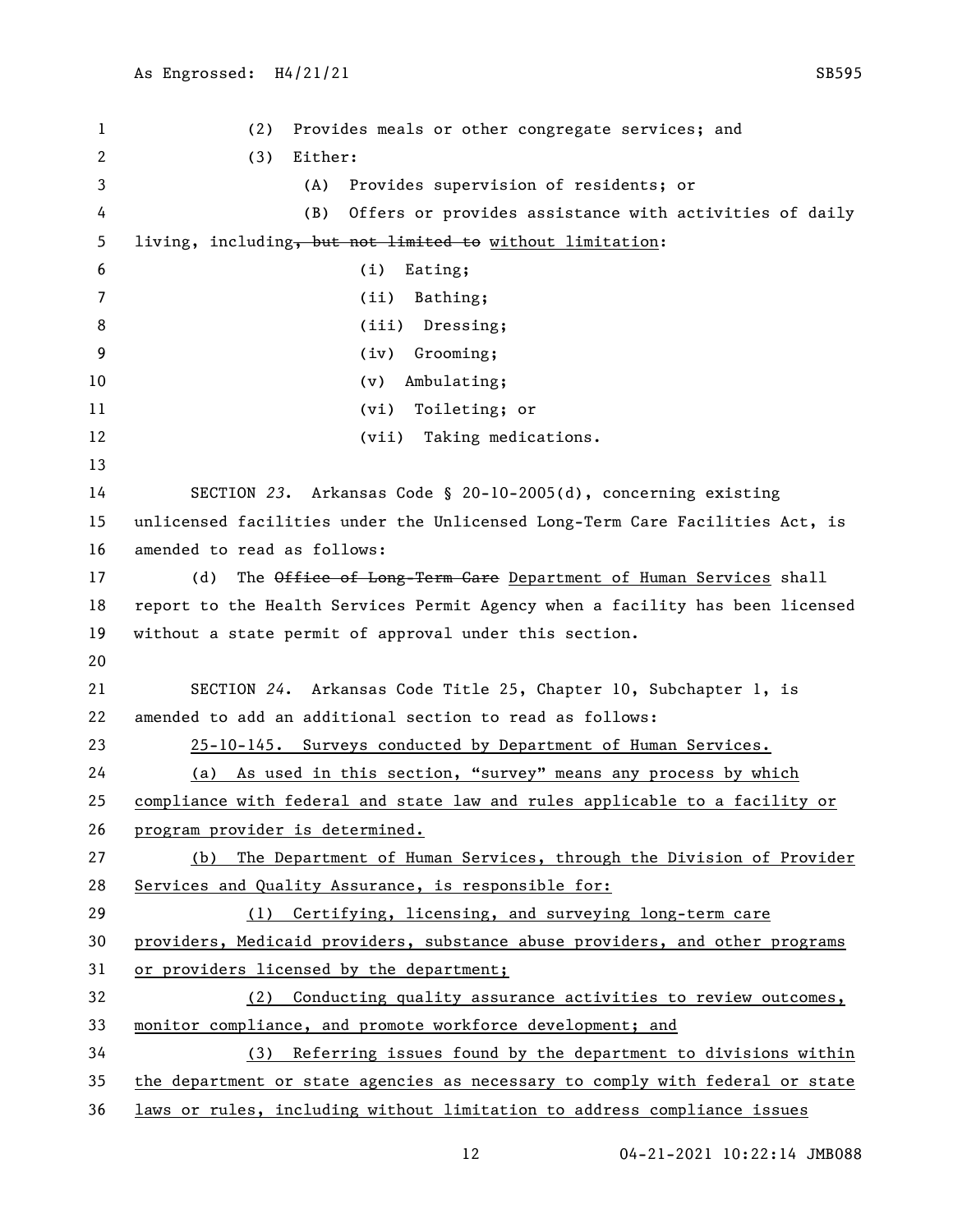(2) Provides meals or other congregate services; and

(3) Either:

(A) Provides supervision of residents; or

(B) Offers or provides assistance with activities of daily living, including~~, but not limited to~~ without limitation:

(i) Eating;

(ii) Bathing;

(iii) Dressing;

(iv) Grooming;

(v) Ambulating;

(vi) Toileting; or

(vii) Taking medications.

SECTION *23*. Arkansas Code § 20-10-2005(d), concerning existing unlicensed facilities under the Unlicensed Long-Term Care Facilities Act, is amended to read as follows:

(d) The ~~Office of Long-Term Care~~ Department of Human Services shall report to the Health Services Permit Agency when a facility has been licensed without a state permit of approval under this section.

SECTION *24*. Arkansas Code Title 25, Chapter 10, Subchapter 1, is amended to add an additional section to read as follows:

25-10-145. Surveys conducted by Department of Human Services.

(a) As used in this section, "survey" means any process by which compliance with federal and state law and rules applicable to a facility or program provider is determined.

(b) The Department of Human Services, through the Division of Provider Services and Quality Assurance, is responsible for:

(1) Certifying, licensing, and surveying long-term care providers, Medicaid providers, substance abuse providers, and other programs or providers licensed by the department;

(2) Conducting quality assurance activities to review outcomes, monitor compliance, and promote workforce development; and

(3) Referring issues found by the department to divisions within the department or state agencies as necessary to comply with federal or state laws or rules, including without limitation to address compliance issues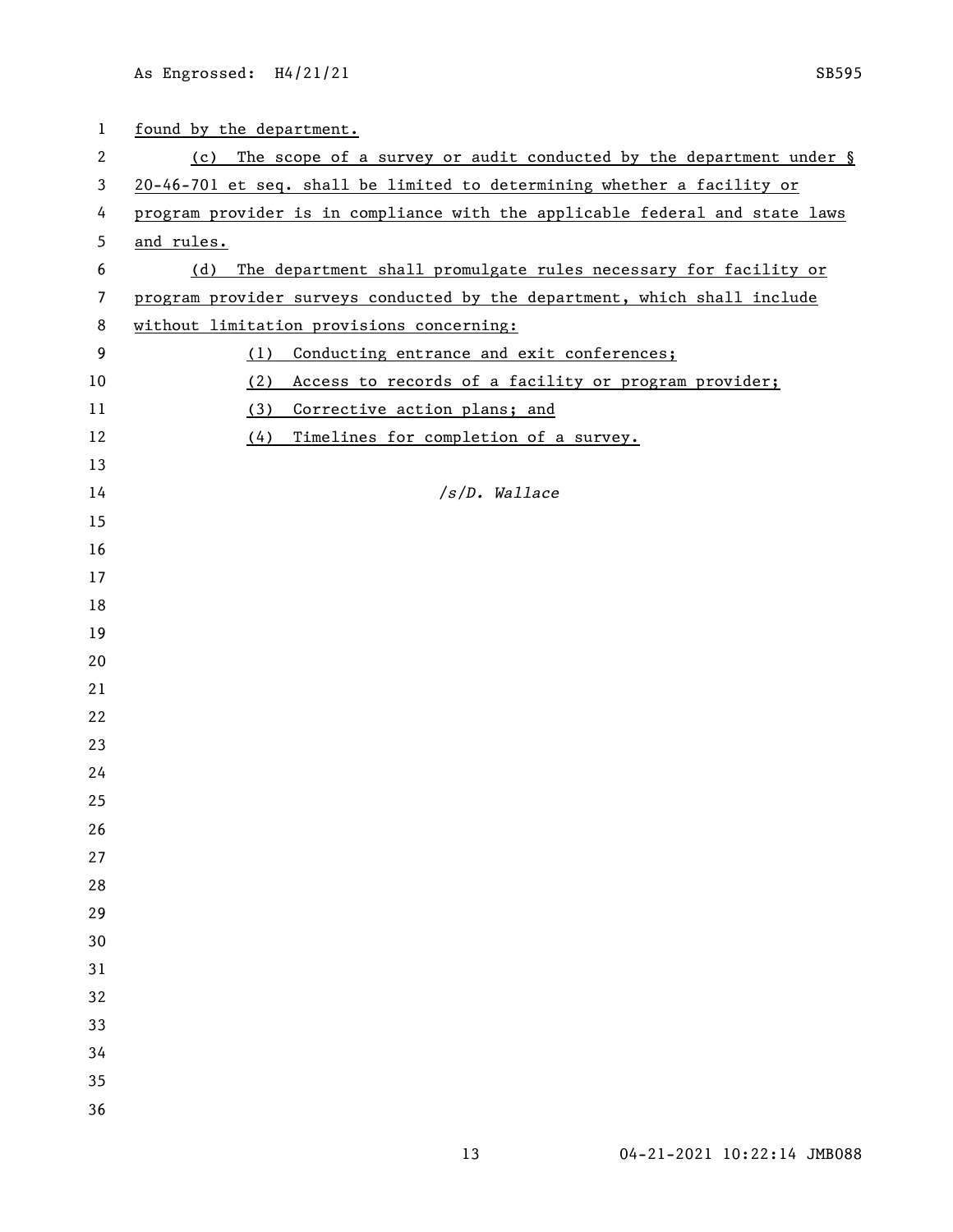found by the department.

(c) The scope of a survey or audit conducted by the department under § 20-46-701 et seq. shall be limited to determining whether a facility or program provider is in compliance with the applicable federal and state laws and rules.

(d) The department shall promulgate rules necessary for facility or program provider surveys conducted by the department, which shall include without limitation provisions concerning:

(1) Conducting entrance and exit conferences;

(2) Access to records of a facility or program provider;

(3) Corrective action plans; and

(4) Timelines for completion of a survey.

*/s/D. Wallace*